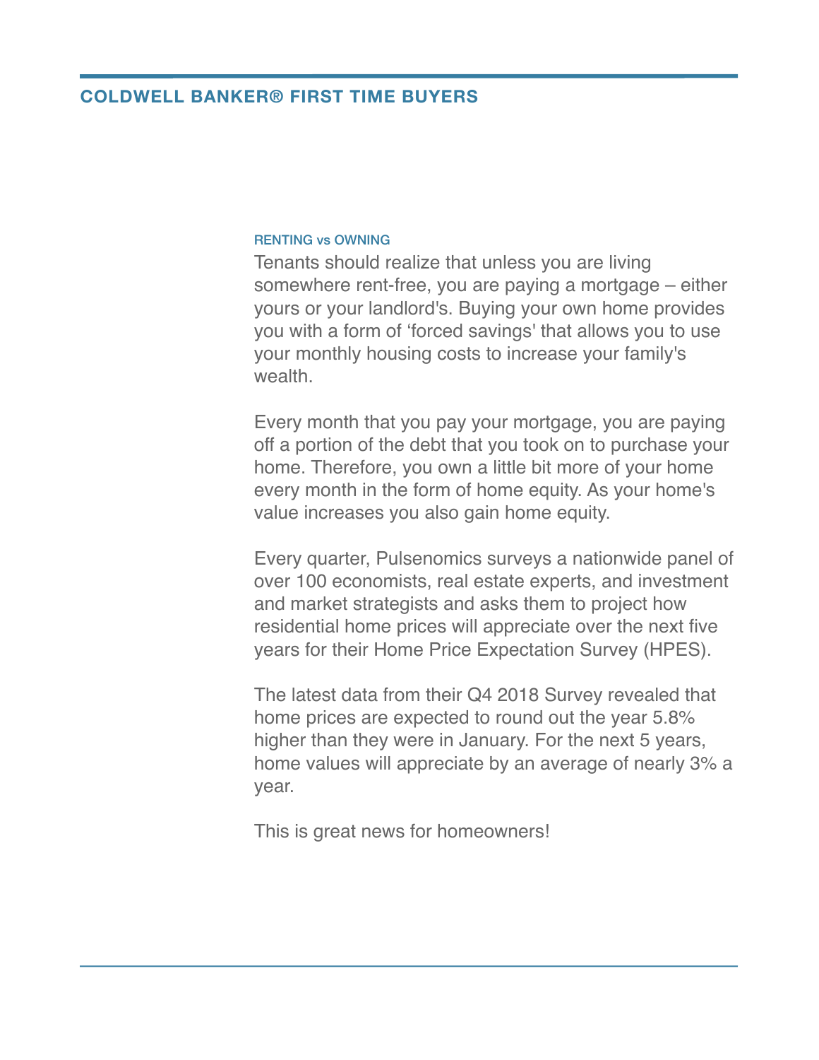# COLDWELL BANKER® FIRST TIME BUYERS

## RENTING vs OWNING

Tenants should realize that unless you are living somewhere rent-free, you are paying a mortgage – either yours or your landlord's. Buying your own home provides you with a form of 'forced savings' that allows you to use your monthly housing costs to increase your family's wealth.

Every month that you pay your mortgage, you are paying off a portion of the debt that you took on to purchase your home. Therefore, you own a little bit more of your home every month in the form of home equity. As your home's value increases you also gain home equity.

Every quarter, Pulsenomics surveys a nationwide panel of over 100 economists, real estate experts, and investment and market strategists and asks them to project how residential home prices will appreciate over the next five years for their Home Price Expectation Survey (HPES).

The latest data from their Q4 2018 Survey revealed that home prices are expected to round out the year 5.8% higher than they were in January. For the next 5 years, home values will appreciate by an average of nearly 3% a year.

This is great news for homeowners!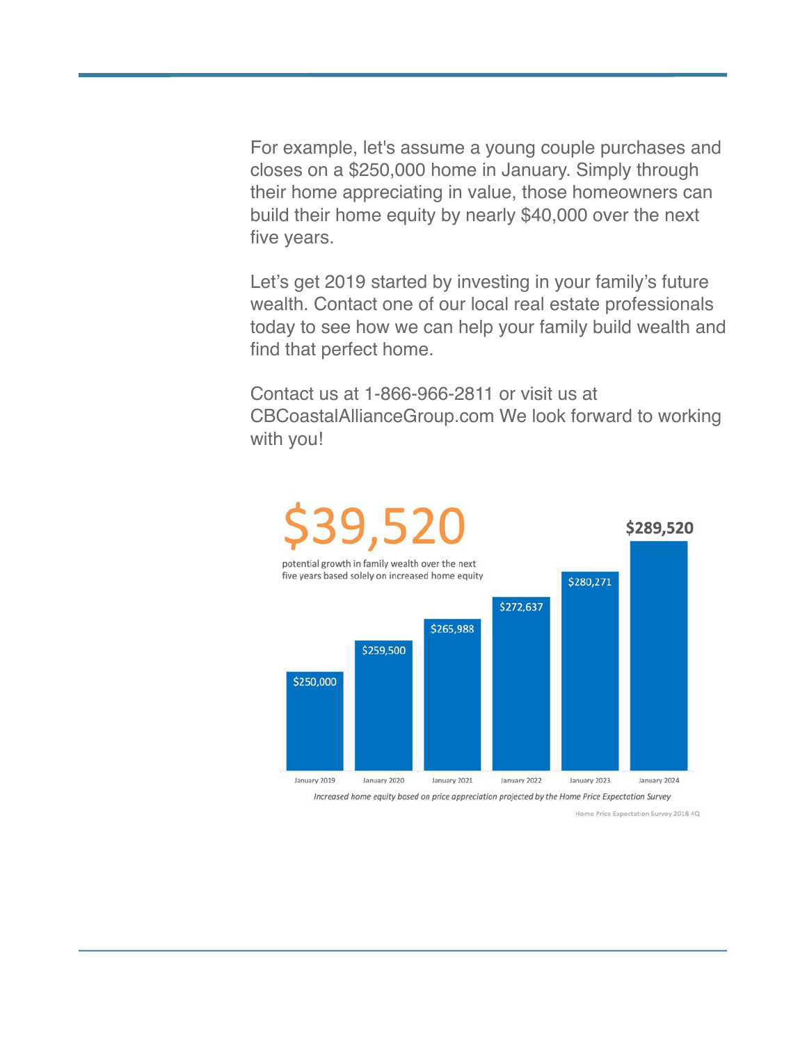For example, let's assume a young couple purchases and closes on a $250,000 home in January. Simply through their home appreciating in value, those homeowners can build their home equity by nearly $40,000 over the next five years.

Let's get 2019 started by investing in your family's future wealth. Contact one of our local real estate professionals today to see how we can help your family build wealth and find that perfect home.

Contact us at 1-866-966-2811 or visit us at CBCoastalAllianceGroup.com We look forward to working with you!

$39,520

potential growth in family wealth over the next five years based solely on increased home equity

$250,000
$259,500
$265,988
$272,637
$280,271
$289,520

January 2019
January 2020
January 2021
January 2022
January 2023
January 2024

*Increased home equity based on price appreciation projected by the Home Price Expectation Survey*

Home Price Expectation Survey 2018 4Q